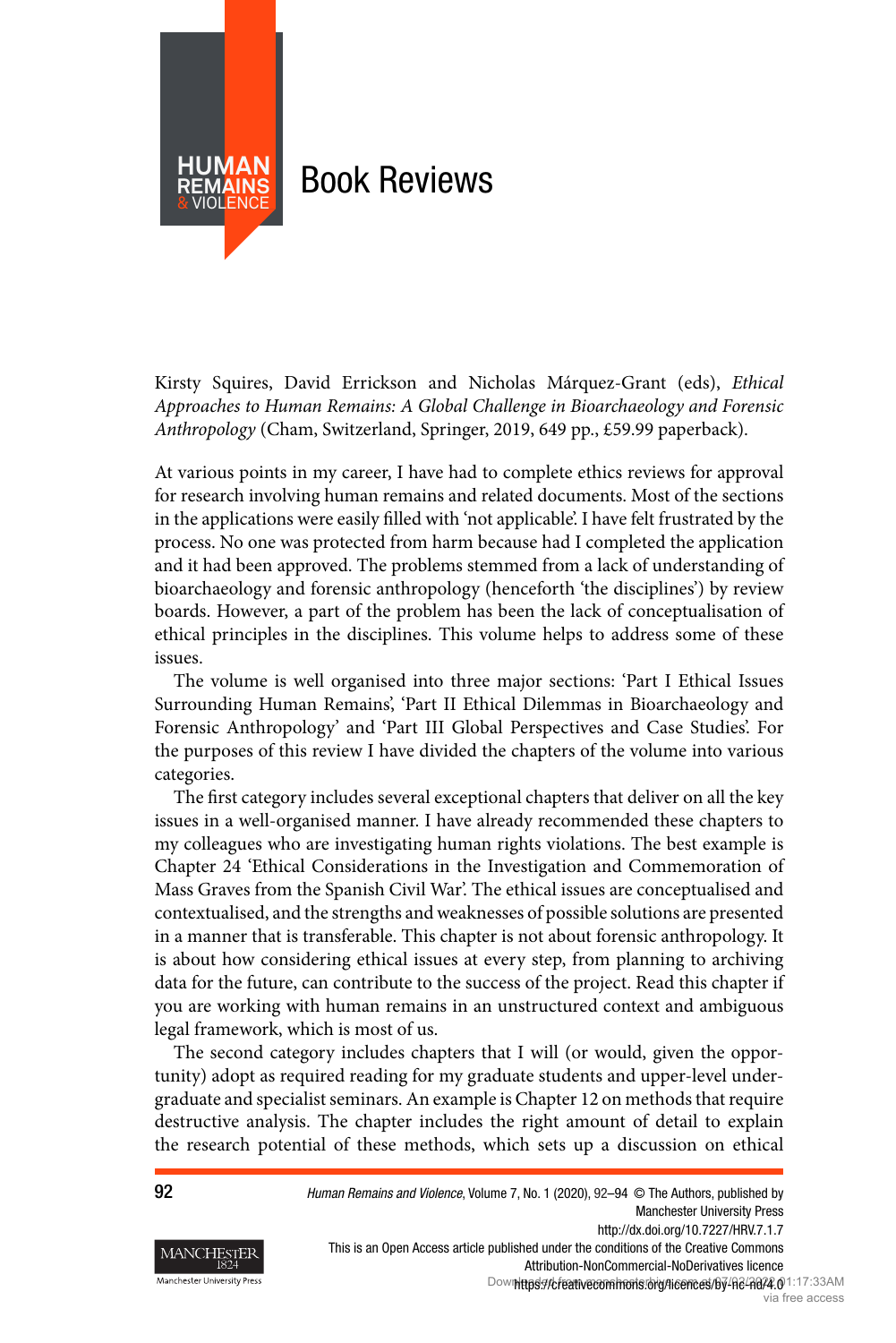# Book Reviews

Kirsty Squires, David Errickson and Nicholas Márquez-Grant (eds), *Ethical Approaches to Human Remains: A Global Challenge in Bioarchaeology and Forensic Anthropology* (Cham, Switzerland, Springer, 2019, 649 pp., £59.99 paperback).

At various points in my career, I have had to complete ethics reviews for approval for research involving human remains and related documents. Most of the sections in the applications were easily filled with 'not applicable'. I have felt frustrated by the process. No one was protected from harm because had I completed the application and it had been approved. The problems stemmed from a lack of understanding of bioarchaeology and forensic anthropology (henceforth 'the disciplines') by review boards. However, a part of the problem has been the lack of conceptualisation of ethical principles in the disciplines. This volume helps to address some of these issues.

The volume is well organised into three major sections: 'Part I Ethical Issues Surrounding Human Remains', 'Part II Ethical Dilemmas in Bioarchaeology and Forensic Anthropology' and 'Part III Global Perspectives and Case Studies'. For the purposes of this review I have divided the chapters of the volume into various categories.

The first category includes several exceptional chapters that deliver on all the key issues in a well-organised manner. I have already recommended these chapters to my colleagues who are investigating human rights violations. The best example is Chapter 24 'Ethical Considerations in the Investigation and Commemoration of Mass Graves from the Spanish Civil War'. The ethical issues are conceptualised and contextualised, and the strengths and weaknesses of possible solutions are presented in a manner that is transferable. This chapter is not about forensic anthropology. It is about how considering ethical issues at every step, from planning to archiving data for the future, can contribute to the success of the project. Read this chapter if you are working with human remains in an unstructured context and ambiguous legal framework, which is most of us.

The second category includes chapters that I will (or would, given the opportunity) adopt as required reading for my graduate students and upper-level undergraduate and specialist seminars. An example is Chapter 12 on methods that require destructive analysis. The chapter includes the right amount of detail to explain the research potential of these methods, which sets up a discussion on ethical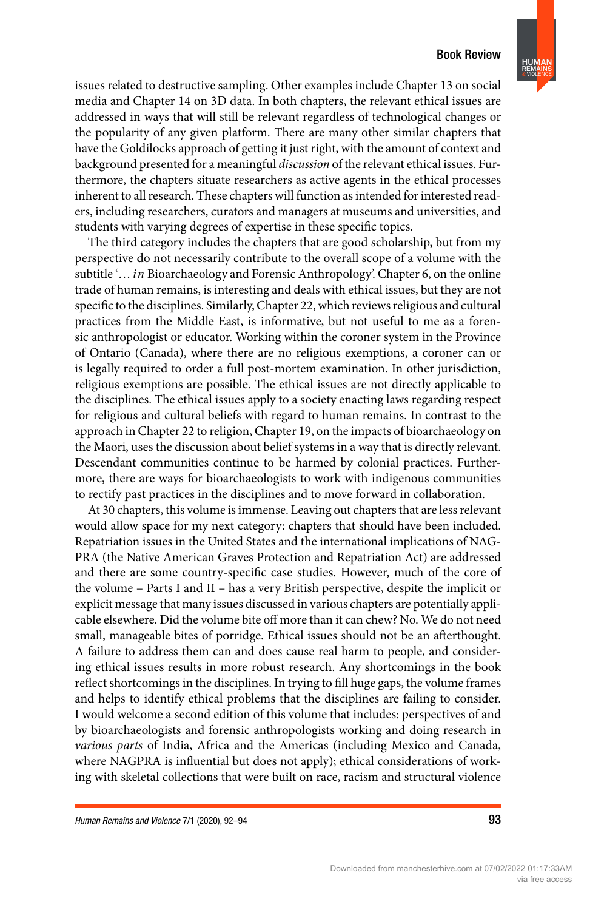issues related to destructive sampling. Other examples include Chapter 13 on social media and Chapter 14 on 3D data. In both chapters, the relevant ethical issues are addressed in ways that will still be relevant regardless of technological changes or the popularity of any given platform. There are many other similar chapters that have the Goldilocks approach of getting it just right, with the amount of context and background presented for a meaningful *discussion* of the relevant ethical issues. Furthermore, the chapters situate researchers as active agents in the ethical processes inherent to all research. These chapters will function as intended for interested readers, including researchers, curators and managers at museums and universities, and students with varying degrees of expertise in these specific topics.

The third category includes the chapters that are good scholarship, but from my perspective do not necessarily contribute to the overall scope of a volume with the subtitle '… *in* Bioarchaeology and Forensic Anthropology'. Chapter 6, on the online trade of human remains, is interesting and deals with ethical issues, but they are not specific to the disciplines. Similarly, Chapter 22, which reviews religious and cultural practices from the Middle East, is informative, but not useful to me as a forensic anthropologist or educator. Working within the coroner system in the Province of Ontario (Canada), where there are no religious exemptions, a coroner can or is legally required to order a full post-mortem examination. In other jurisdiction, religious exemptions are possible. The ethical issues are not directly applicable to the disciplines. The ethical issues apply to a society enacting laws regarding respect for religious and cultural beliefs with regard to human remains. In contrast to the approach in Chapter 22 to religion, Chapter 19, on the impacts of bioarchaeology on the Maori, uses the discussion about belief systems in a way that is directly relevant. Descendant communities continue to be harmed by colonial practices. Furthermore, there are ways for bioarchaeologists to work with indigenous communities to rectify past practices in the disciplines and to move forward in collaboration.

At 30 chapters, this volume is immense. Leaving out chapters that are less relevant would allow space for my next category: chapters that should have been included. Repatriation issues in the United States and the international implications of NAGPRA (the Native American Graves Protection and Repatriation Act) are addressed and there are some country-specific case studies. However, much of the core of the volume – Parts I and II – has a very British perspective, despite the implicit or explicit message that many issues discussed in various chapters are potentially applicable elsewhere. Did the volume bite off more than it can chew? No. We do not need small, manageable bites of porridge. Ethical issues should not be an afterthought. A failure to address them can and does cause real harm to people, and considering ethical issues results in more robust research. Any shortcomings in the book reflect shortcomings in the disciplines. In trying to fill huge gaps, the volume frames and helps to identify ethical problems that the disciplines are failing to consider. I would welcome a second edition of this volume that includes: perspectives of and by bioarchaeologists and forensic anthropologists working and doing research in *various parts* of India, Africa and the Americas (including Mexico and Canada, where NAGPRA is influential but does not apply); ethical considerations of working with skeletal collections that were built on race, racism and structural violence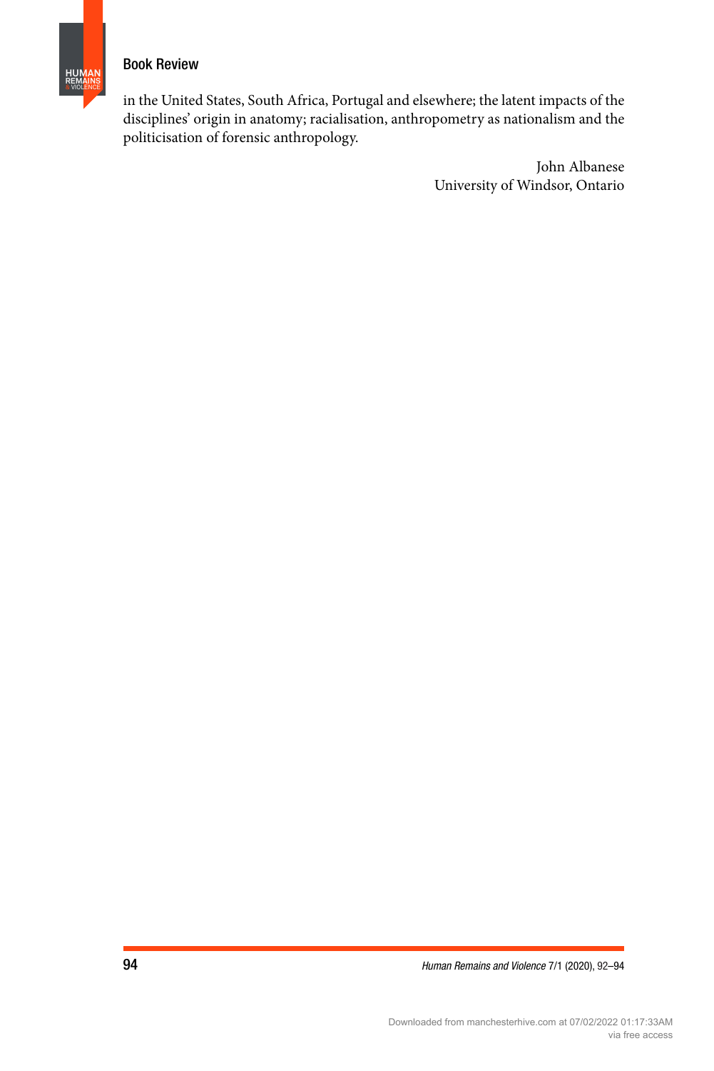in the United States, South Africa, Portugal and elsewhere; the latent impacts of the disciplines' origin in anatomy; racialisation, anthropometry as nationalism and the politicisation of forensic anthropology.

John Albanese
University of Windsor, Ontario